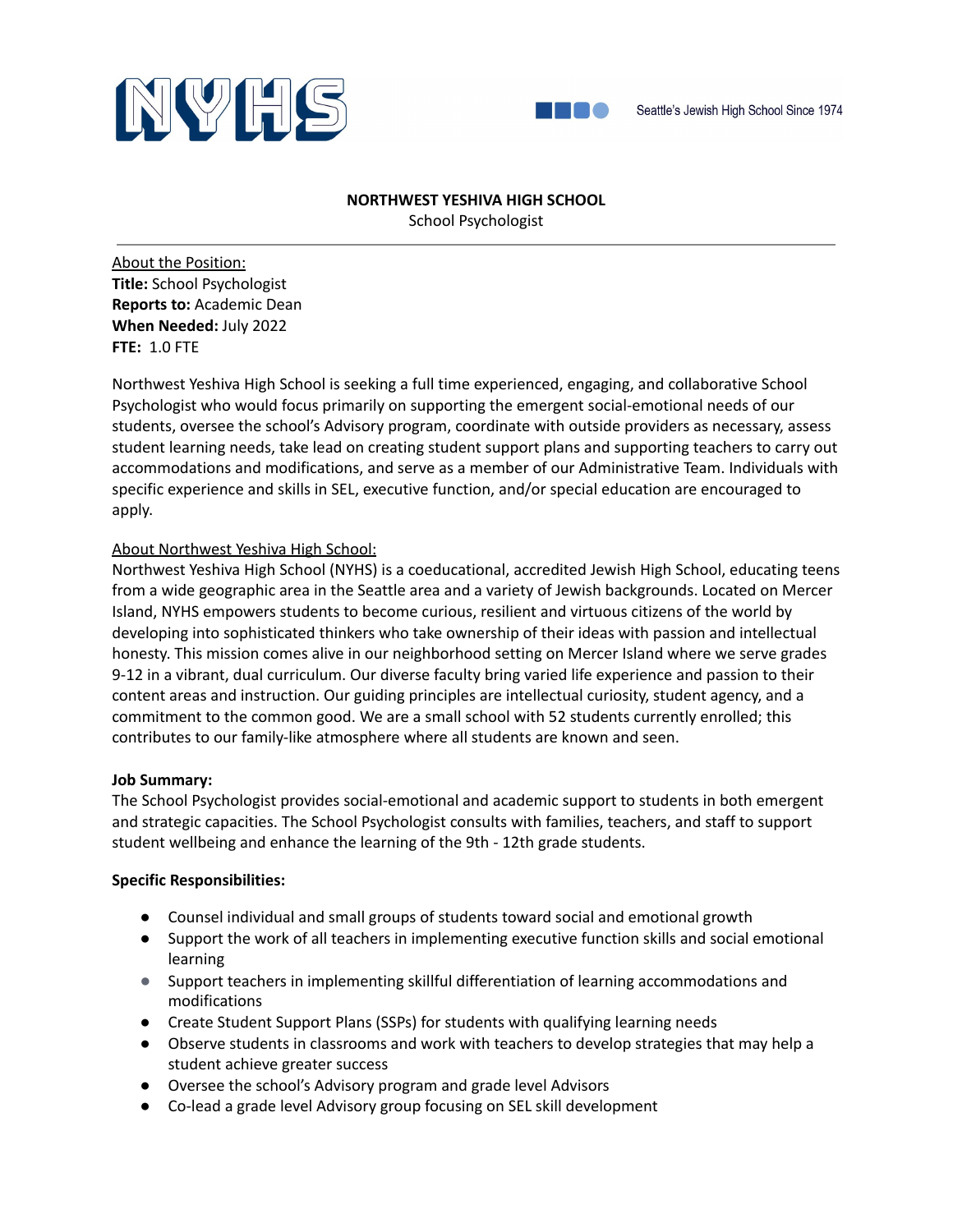NYHS

Seattle's Jewish High School Since 1974

# NORTHWEST YESHIVA HIGH SCHOOL

School Psychologist

---

About the Position:

**Title:** School Psychologist
**Reports to:** Academic Dean
**When Needed:** July 2022
**FTE:** 1.0 FTE

Northwest Yeshiva High School is seeking a full time experienced, engaging, and collaborative School Psychologist who would focus primarily on supporting the emergent social-emotional needs of our students, oversee the school's Advisory program, coordinate with outside providers as necessary, assess student learning needs, take lead on creating student support plans and supporting teachers to carry out accommodations and modifications, and serve as a member of our Administrative Team. Individuals with specific experience and skills in SEL, executive function, and/or special education are encouraged to apply.

About Northwest Yeshiva High School:

Northwest Yeshiva High School (NYHS) is a coeducational, accredited Jewish High School, educating teens from a wide geographic area in the Seattle area and a variety of Jewish backgrounds. Located on Mercer Island, NYHS empowers students to become curious, resilient and virtuous citizens of the world by developing into sophisticated thinkers who take ownership of their ideas with passion and intellectual honesty. This mission comes alive in our neighborhood setting on Mercer Island where we serve grades 9-12 in a vibrant, dual curriculum. Our diverse faculty bring varied life experience and passion to their content areas and instruction. Our guiding principles are intellectual curiosity, student agency, and a commitment to the common good. We are a small school with 52 students currently enrolled; this contributes to our family-like atmosphere where all students are known and seen.

**Job Summary:**

The School Psychologist provides social-emotional and academic support to students in both emergent and strategic capacities. The School Psychologist consults with families, teachers, and staff to support student wellbeing and enhance the learning of the 9th - 12th grade students.

**Specific Responsibilities:**

- Counsel individual and small groups of students toward social and emotional growth
- Support the work of all teachers in implementing executive function skills and social emotional learning
- Support teachers in implementing skillful differentiation of learning accommodations and modifications
- Create Student Support Plans (SSPs) for students with qualifying learning needs
- Observe students in classrooms and work with teachers to develop strategies that may help a student achieve greater success
- Oversee the school's Advisory program and grade level Advisors
- Co-lead a grade level Advisory group focusing on SEL skill development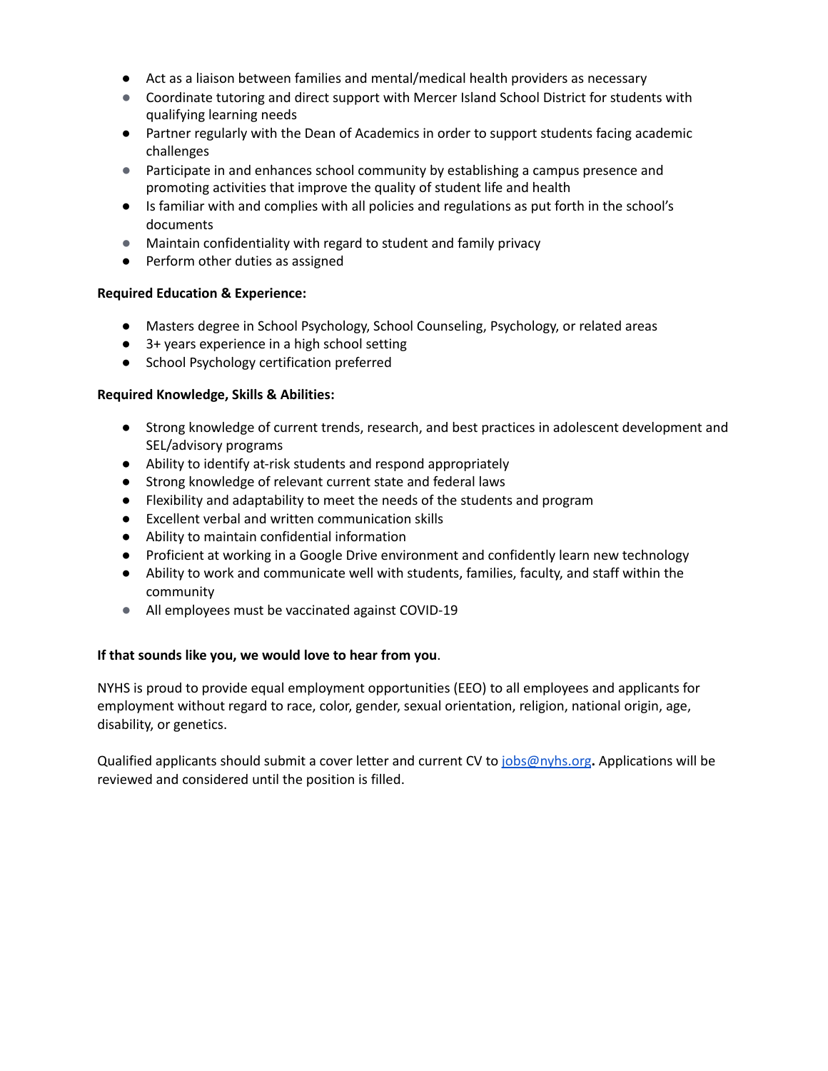- Act as a liaison between families and mental/medical health providers as necessary
- Coordinate tutoring and direct support with Mercer Island School District for students with qualifying learning needs
- Partner regularly with the Dean of Academics in order to support students facing academic challenges
- Participate in and enhances school community by establishing a campus presence and promoting activities that improve the quality of student life and health
- Is familiar with and complies with all policies and regulations as put forth in the school's documents
- Maintain confidentiality with regard to student and family privacy
- Perform other duties as assigned

**Required Education & Experience:**

- Masters degree in School Psychology, School Counseling, Psychology, or related areas
- 3+ years experience in a high school setting
- School Psychology certification preferred

**Required Knowledge, Skills & Abilities:**

- Strong knowledge of current trends, research, and best practices in adolescent development and SEL/advisory programs
- Ability to identify at-risk students and respond appropriately
- Strong knowledge of relevant current state and federal laws
- Flexibility and adaptability to meet the needs of the students and program
- Excellent verbal and written communication skills
- Ability to maintain confidential information
- Proficient at working in a Google Drive environment and confidently learn new technology
- Ability to work and communicate well with students, families, faculty, and staff within the community
- All employees must be vaccinated against COVID-19

**If that sounds like you, we would love to hear from you**.

NYHS is proud to provide equal employment opportunities (EEO) to all employees and applicants for employment without regard to race, color, gender, sexual orientation, religion, national origin, age, disability, or genetics.

Qualified applicants should submit a cover letter and current CV to jobs@nyhs.org**.** Applications will be reviewed and considered until the position is filled.